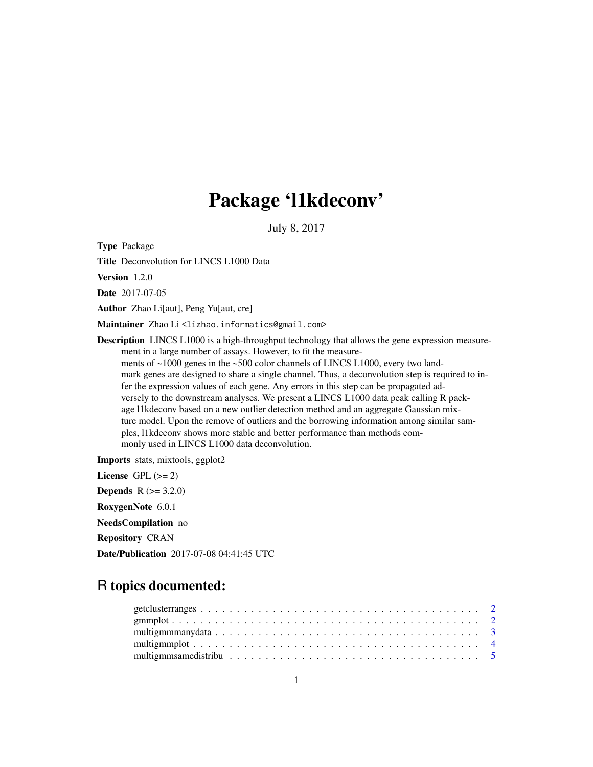# Package 'l1kdeconv'

July 8, 2017

**Type** Package

**Title** Deconvolution for LINCS L1000 Data

**Version** 1.2.0

**Date** 2017-07-05

**Author** Zhao Li[aut], Peng Yu[aut, cre]

**Maintainer** Zhao Li <lizhao.informatics@gmail.com>

**Description** LINCS L1000 is a high-throughput technology that allows the gene expression measurement in a large number of assays. However, to fit the measurements of ~1000 genes in the ~500 color channels of LINCS L1000, every two landmark genes are designed to share a single channel. Thus, a deconvolution step is required to infer the expression values of each gene. Any errors in this step can be propagated adversely to the downstream analyses. We present a LINCS L1000 data peak calling R package l1kdeconv based on a new outlier detection method and an aggregate Gaussian mixture model. Upon the remove of outliers and the borrowing information among similar samples, l1kdeconv shows more stable and better performance than methods commonly used in LINCS L1000 data deconvolution.

**Imports** stats, mixtools, ggplot2

**License** GPL (>= 2)

**Depends** R (>= 3.2.0)

**RoxygenNote** 6.0.1

**NeedsCompilation** no

**Repository** CRAN

**Date/Publication** 2017-07-08 04:41:45 UTC

## R topics documented:

- getclusterranges . . . . . . . . . . . . . . . . . . . . . . . . . . . . . . . . . . . . . 2
- gmmplot . . . . . . . . . . . . . . . . . . . . . . . . . . . . . . . . . . . . . . . . . . 2
- multigmmmanydata . . . . . . . . . . . . . . . . . . . . . . . . . . . . . . . . . . . . 3
- multigmmplot . . . . . . . . . . . . . . . . . . . . . . . . . . . . . . . . . . . . . . . 4
- multigmmsamedistribu . . . . . . . . . . . . . . . . . . . . . . . . . . . . . . . . . . 5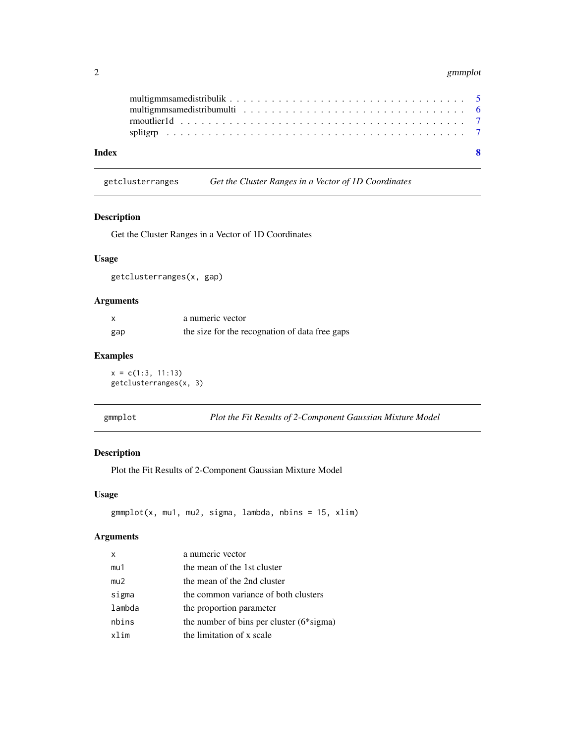multigmmsamedistribulik . . . . . . . . . . . . . . . . . . . . . . . . . . . . . . . . . . 5
multigmmsamedistribumulti . . . . . . . . . . . . . . . . . . . . . . . . . . . . . . . . 6
rmoutlier1d . . . . . . . . . . . . . . . . . . . . . . . . . . . . . . . . . . . . . . . 7
splitgrp . . . . . . . . . . . . . . . . . . . . . . . . . . . . . . . . . . . . . . . . 7

**Index** **8**

---

## getclusterranges — *Get the Cluster Ranges in a Vector of 1D Coordinates*

### Description

Get the Cluster Ranges in a Vector of 1D Coordinates

### Usage

```
getclusterranges(x, gap)
```

### Arguments

| | |
|---|---|
| `x` | a numeric vector |
| `gap` | the size for the recognation of data free gaps |

### Examples

```
x = c(1:3, 11:13)
getclusterranges(x, 3)
```

---

## gmmplot — *Plot the Fit Results of 2-Component Gaussian Mixture Model*

### Description

Plot the Fit Results of 2-Component Gaussian Mixture Model

### Usage

```
gmmplot(x, mu1, mu2, sigma, lambda, nbins = 15, xlim)
```

### Arguments

| | |
|---|---|
| `x` | a numeric vector |
| `mu1` | the mean of the 1st cluster |
| `mu2` | the mean of the 2nd cluster |
| `sigma` | the common variance of both clusters |
| `lambda` | the proportion parameter |
| `nbins` | the number of bins per cluster (6*sigma) |
| `xlim` | the limitation of x scale |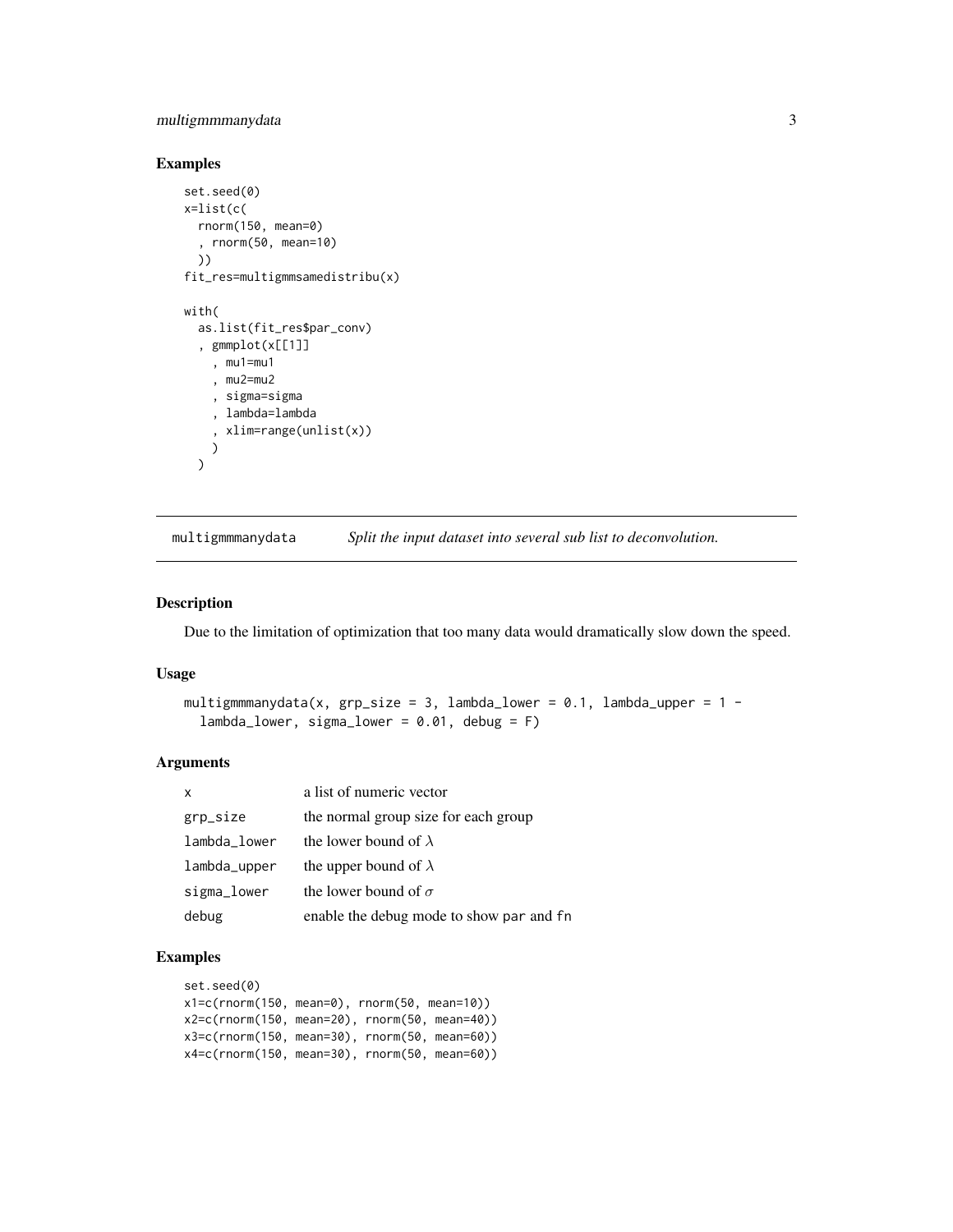## Examples

```
set.seed(0)
x=list(c(
  rnorm(150, mean=0)
  , rnorm(50, mean=10)
  ))
fit_res=multigmmsamedistribu(x)

with(
  as.list(fit_res$par_conv)
  , gmmplot(x[[1]]
    , mu1=mu1
    , mu2=mu2
    , sigma=sigma
    , lambda=lambda
    , xlim=range(unlist(x))
    )
  )
```

---

`multigmmmanydata` *Split the input dataset into several sub list to deconvolution.*

---

## Description

Due to the limitation of optimization that too many data would dramatically slow down the speed.

## Usage

```
multigmmmanydata(x, grp_size = 3, lambda_lower = 0.1, lambda_upper = 1 -
  lambda_lower, sigma_lower = 0.01, debug = F)
```

## Arguments

| | |
|---|---|
| `x` | a list of numeric vector |
| `grp_size` | the normal group size for each group |
| `lambda_lower` | the lower bound of $\lambda$ |
| `lambda_upper` | the upper bound of $\lambda$ |
| `sigma_lower` | the lower bound of $\sigma$ |
| `debug` | enable the debug mode to show `par` and `fn` |

## Examples

```
set.seed(0)
x1=c(rnorm(150, mean=0), rnorm(50, mean=10))
x2=c(rnorm(150, mean=20), rnorm(50, mean=40))
x3=c(rnorm(150, mean=30), rnorm(50, mean=60))
x4=c(rnorm(150, mean=30), rnorm(50, mean=60))
```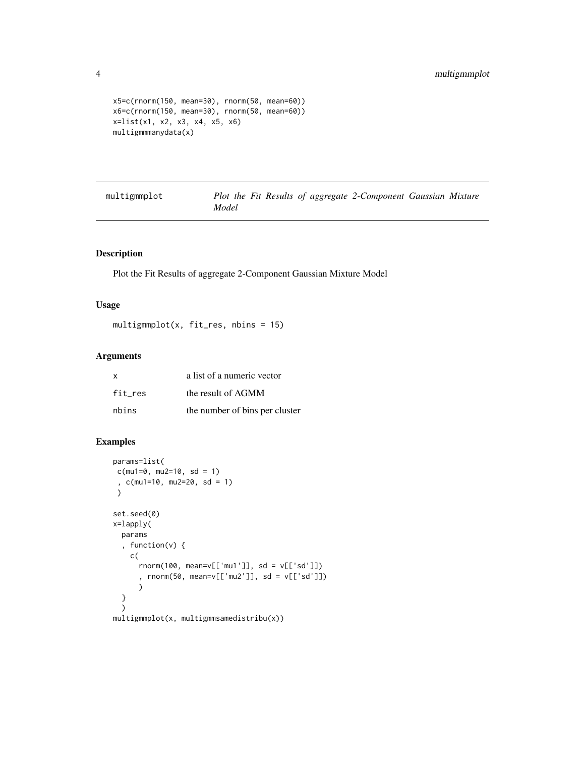```
x5=c(rnorm(150, mean=30), rnorm(50, mean=60))
x6=c(rnorm(150, mean=30), rnorm(50, mean=60))
x=list(x1, x2, x3, x4, x5, x6)
multigmmmanydata(x)
```

---

## multigmmplot — *Plot the Fit Results of aggregate 2-Component Gaussian Mixture Model*

---

### Description

Plot the Fit Results of aggregate 2-Component Gaussian Mixture Model

### Usage

```
multigmmplot(x, fit_res, nbins = 15)
```

### Arguments

| | |
|---|---|
| x | a list of a numeric vector |
| fit_res | the result of AGMM |
| nbins | the number of bins per cluster |

### Examples

```
params=list(
 c(mu1=0, mu2=10, sd = 1)
 , c(mu1=10, mu2=20, sd = 1)
 )

set.seed(0)
x=lapply(
  params
  , function(v) {
    c(
      rnorm(100, mean=v[['mu1']], sd = v[['sd']])
      , rnorm(50, mean=v[['mu2']], sd = v[['sd']])
      )
  }
  )
multigmmplot(x, multigmmsamedistribu(x))
```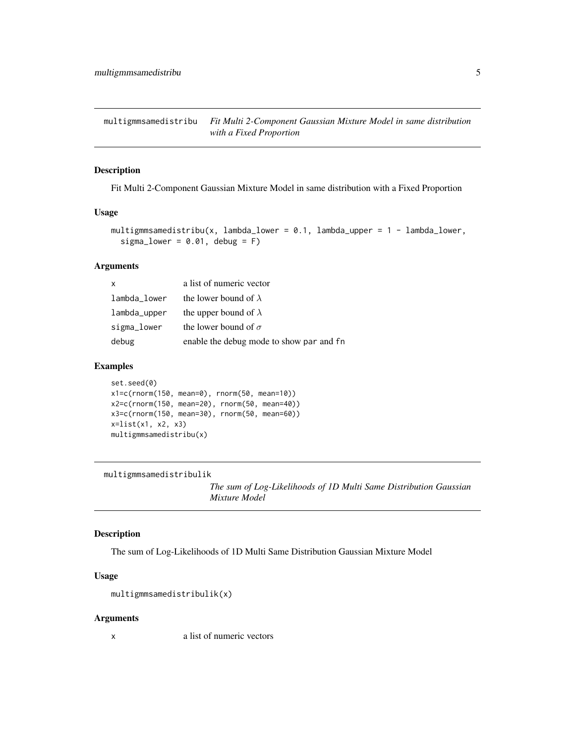## multigmmsamedistribu — *Fit Multi 2-Component Gaussian Mixture Model in same distribution with a Fixed Proportion*

### Description

Fit Multi 2-Component Gaussian Mixture Model in same distribution with a Fixed Proportion

### Usage

```
multigmmsamedistribu(x, lambda_lower = 0.1, lambda_upper = 1 - lambda_lower,
  sigma_lower = 0.01, debug = F)
```

### Arguments

| | |
|---|---|
| x | a list of numeric vector |
| lambda_lower | the lower bound of $\lambda$ |
| lambda_upper | the upper bound of $\lambda$ |
| sigma_lower | the lower bound of $\sigma$ |
| debug | enable the debug mode to show par and fn |

### Examples

```
set.seed(0)
x1=c(rnorm(150, mean=0), rnorm(50, mean=10))
x2=c(rnorm(150, mean=20), rnorm(50, mean=40))
x3=c(rnorm(150, mean=30), rnorm(50, mean=60))
x=list(x1, x2, x3)
multigmmsamedistribu(x)
```

## multigmmsamedistribulik — *The sum of Log-Likelihoods of 1D Multi Same Distribution Gaussian Mixture Model*

### Description

The sum of Log-Likelihoods of 1D Multi Same Distribution Gaussian Mixture Model

### Usage

```
multigmmsamedistribulik(x)
```

### Arguments

| | |
|---|---|
| x | a list of numeric vectors |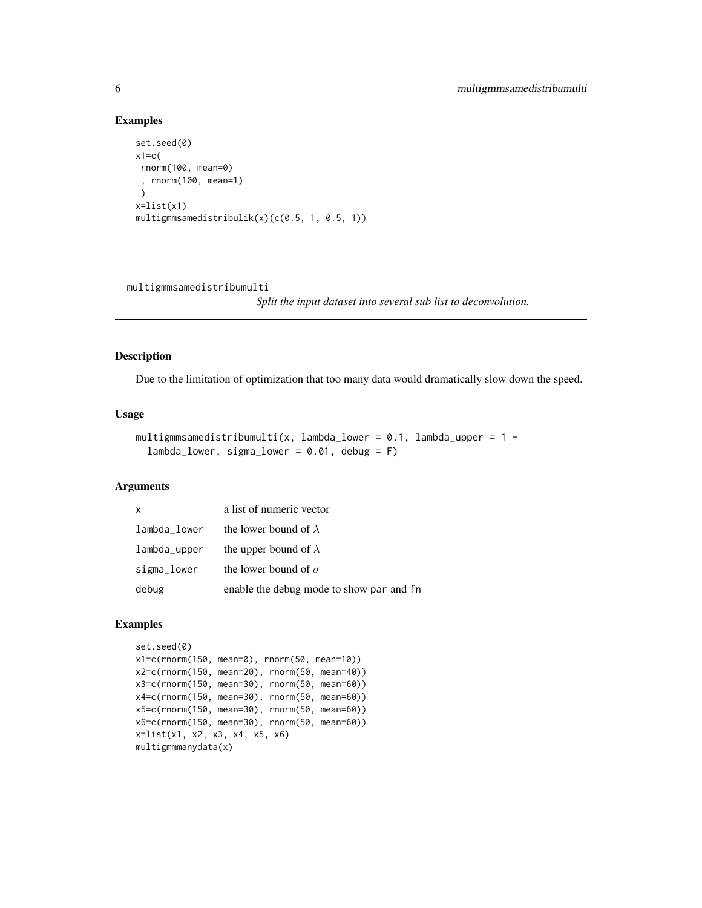### Examples

```
set.seed(0)
x1=c(
 rnorm(100, mean=0)
 , rnorm(100, mean=1)
 )
x=list(x1)
multigmmsamedistribulik(x)(c(0.5, 1, 0.5, 1))
```

---

## multigmmsamedistribumulti

*Split the input dataset into several sub list to deconvolution.*

---

### Description

Due to the limitation of optimization that too many data would dramatically slow down the speed.

### Usage

```
multigmmsamedistribumulti(x, lambda_lower = 0.1, lambda_upper = 1 -
  lambda_lower, sigma_lower = 0.01, debug = F)
```

### Arguments

| | |
|---|---|
| `x` | a list of numeric vector |
| `lambda_lower` | the lower bound of $\lambda$ |
| `lambda_upper` | the upper bound of $\lambda$ |
| `sigma_lower` | the lower bound of $\sigma$ |
| `debug` | enable the debug mode to show `par` and `fn` |

### Examples

```
set.seed(0)
x1=c(rnorm(150, mean=0), rnorm(50, mean=10))
x2=c(rnorm(150, mean=20), rnorm(50, mean=40))
x3=c(rnorm(150, mean=30), rnorm(50, mean=60))
x4=c(rnorm(150, mean=30), rnorm(50, mean=60))
x5=c(rnorm(150, mean=30), rnorm(50, mean=60))
x6=c(rnorm(150, mean=30), rnorm(50, mean=60))
x=list(x1, x2, x3, x4, x5, x6)
multigmmmanydata(x)
```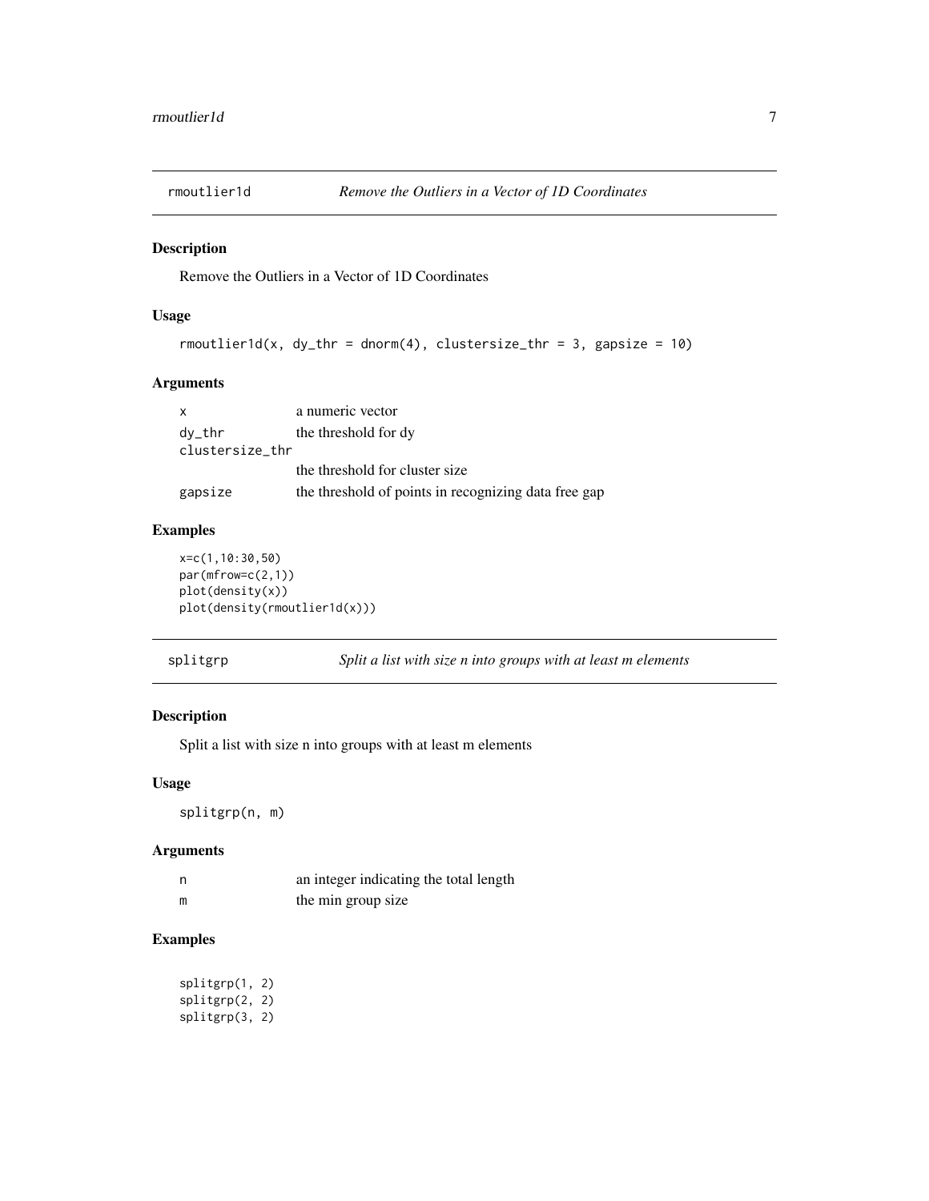## rmoutlier1d — *Remove the Outliers in a Vector of 1D Coordinates*

### Description

Remove the Outliers in a Vector of 1D Coordinates

### Usage

```
rmoutlier1d(x, dy_thr = dnorm(4), clustersize_thr = 3, gapsize = 10)
```

### Arguments

| | |
|---|---|
| x | a numeric vector |
| dy_thr | the threshold for dy |
| clustersize_thr | the threshold for cluster size |
| gapsize | the threshold of points in recognizing data free gap |

### Examples

```
x=c(1,10:30,50)
par(mfrow=c(2,1))
plot(density(x))
plot(density(rmoutlier1d(x)))
```

## splitgrp — *Split a list with size n into groups with at least m elements*

### Description

Split a list with size n into groups with at least m elements

### Usage

```
splitgrp(n, m)
```

### Arguments

| | |
|---|---|
| n | an integer indicating the total length |
| m | the min group size |

### Examples

```
splitgrp(1, 2)
splitgrp(2, 2)
splitgrp(3, 2)
```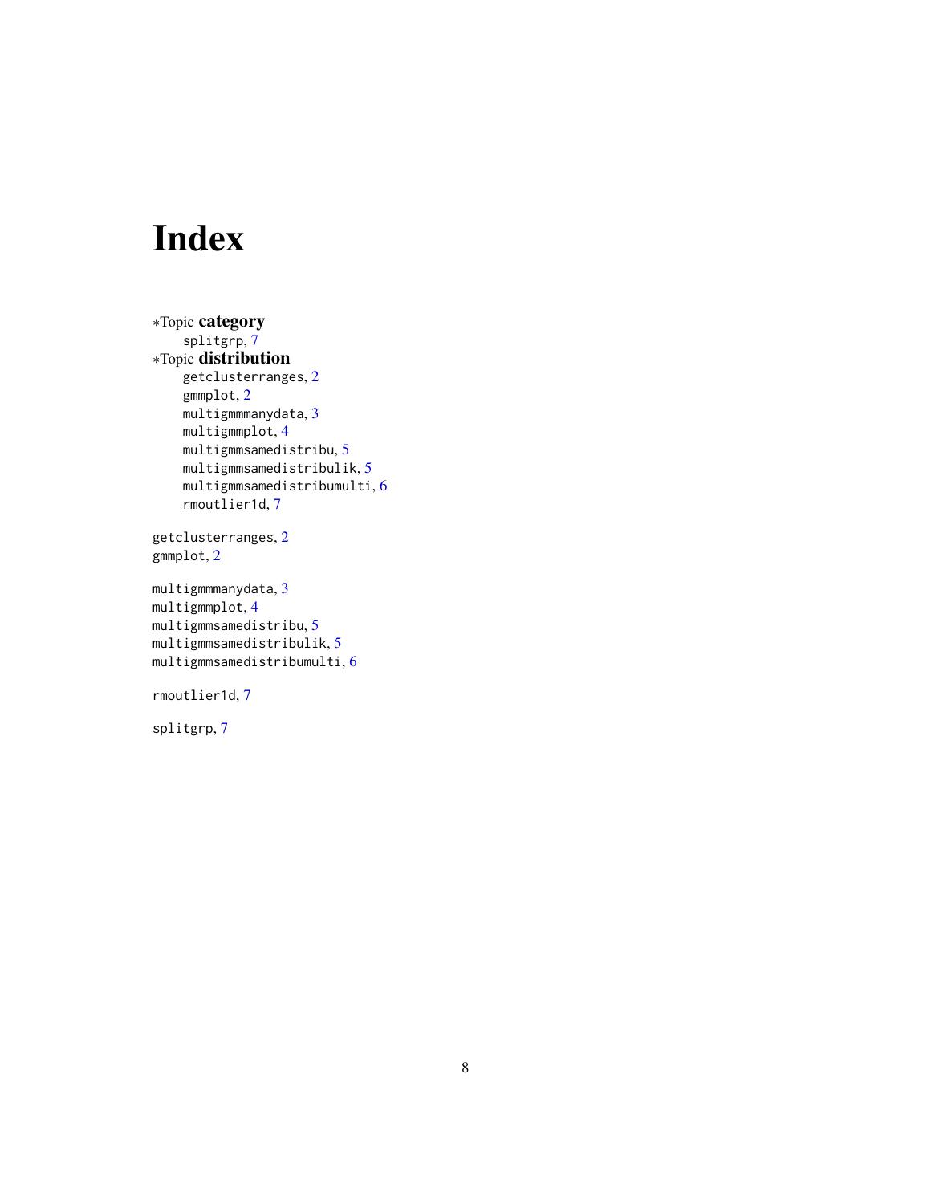# Index

∗Topic **category**
    splitgrp, 7
∗Topic **distribution**
    getclusterranges, 2
    gmmplot, 2
    multigmmmanydata, 3
    multigmmplot, 4
    multigmmsamedistribu, 5
    multigmmsamedistribulik, 5
    multigmmsamedistribumulti, 6
    rmoutlier1d, 7

getclusterranges, 2
gmmplot, 2

multigmmmanydata, 3
multigmmplot, 4
multigmmsamedistribu, 5
multigmmsamedistribulik, 5
multigmmsamedistribumulti, 6

rmoutlier1d, 7

splitgrp, 7